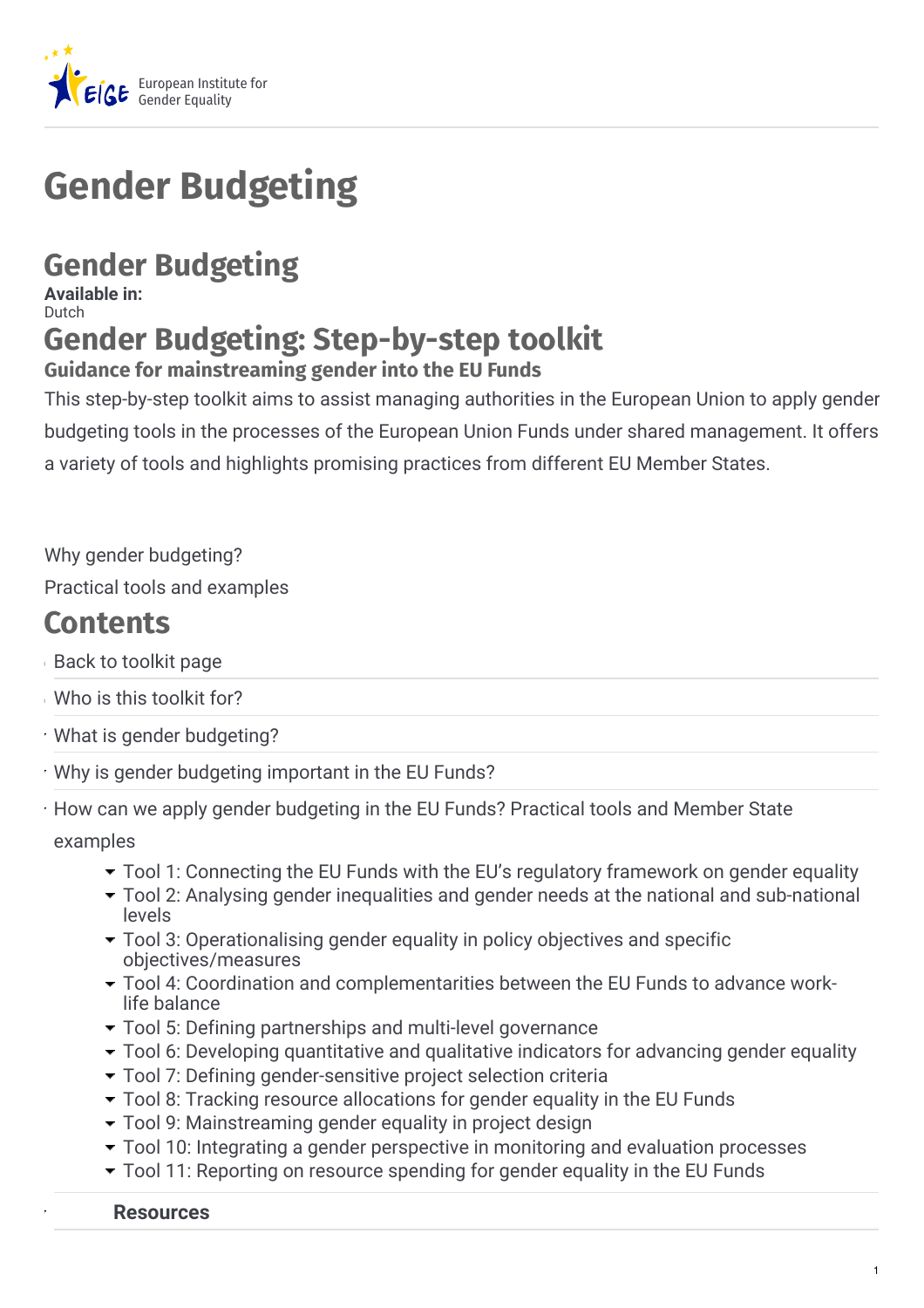European Institute for Gender Equality

# Gender Budgeting

## Gender Budgeting

**Available in:**
Dutch

## Gender Budgeting: Step-by-step toolkit

### Guidance for mainstreaming gender into the EU Funds

This step-by-step toolkit aims to assist managing authorities in the European Union to apply gender budgeting tools in the processes of the European Union Funds under shared management. It offers a variety of tools and highlights promising practices from different EU Member States.

Why gender budgeting?

Practical tools and examples

## Contents

- Back to toolkit page
- Who is this toolkit for?
- What is gender budgeting?
- Why is gender budgeting important in the EU Funds?
- How can we apply gender budgeting in the EU Funds? Practical tools and Member State examples
  - Tool 1: Connecting the EU Funds with the EU's regulatory framework on gender equality
  - Tool 2: Analysing gender inequalities and gender needs at the national and sub-national levels
  - Tool 3: Operationalising gender equality in policy objectives and specific objectives/measures
  - Tool 4: Coordination and complementarities between the EU Funds to advance work-life balance
  - Tool 5: Defining partnerships and multi-level governance
  - Tool 6: Developing quantitative and qualitative indicators for advancing gender equality
  - Tool 7: Defining gender-sensitive project selection criteria
  - Tool 8: Tracking resource allocations for gender equality in the EU Funds
  - Tool 9: Mainstreaming gender equality in project design
  - Tool 10: Integrating a gender perspective in monitoring and evaluation processes
  - Tool 11: Reporting on resource spending for gender equality in the EU Funds
- **Resources**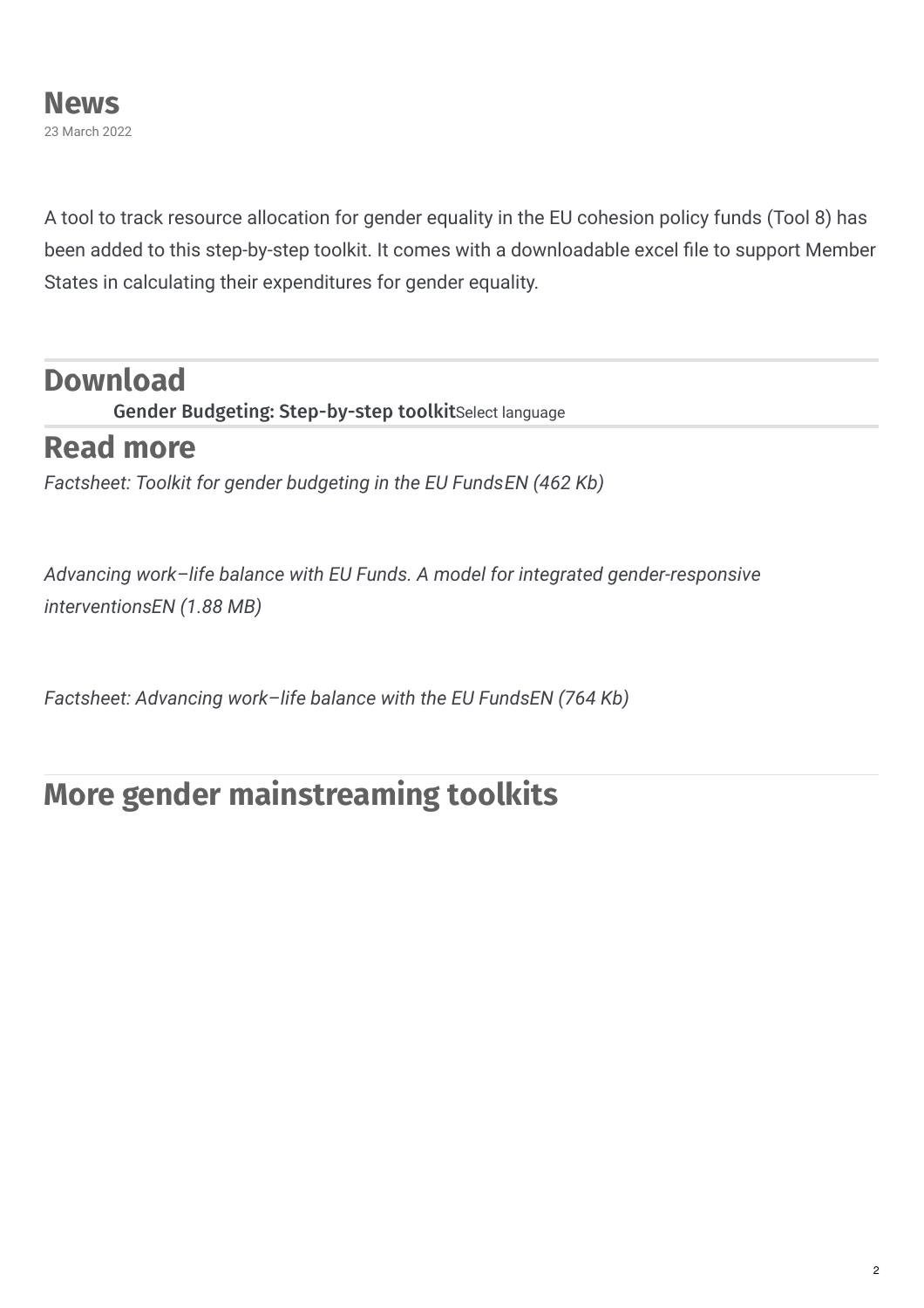## News

23 March 2022

A tool to track resource allocation for gender equality in the EU cohesion policy funds (Tool 8) has been added to this step-by-step toolkit. It comes with a downloadable excel file to support Member States in calculating their expenditures for gender equality.

## Download

**Gender Budgeting: Step-by-step toolkit**Select language

## Read more

*Factsheet: Toolkit for gender budgeting in the EU FundsEN (462 Kb)*

*Advancing work–life balance with EU Funds. A model for integrated gender-responsive interventionsEN (1.88 MB)*

*Factsheet: Advancing work–life balance with the EU FundsEN (764 Kb)*

## More gender mainstreaming toolkits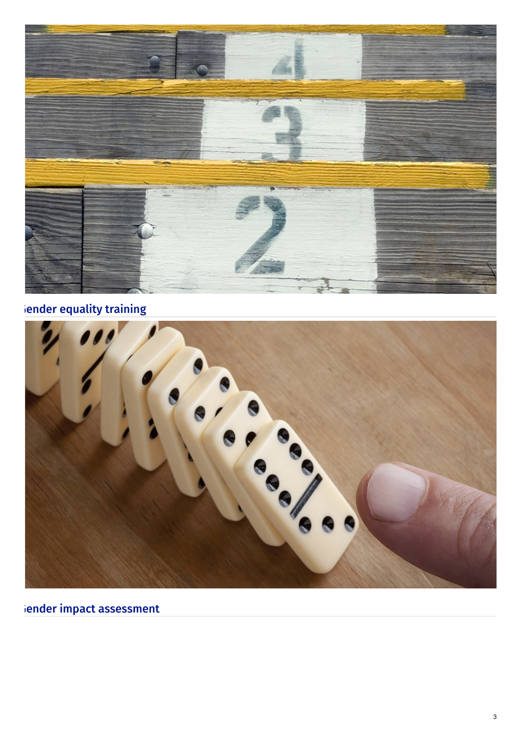## ender equality training

## ender impact assessment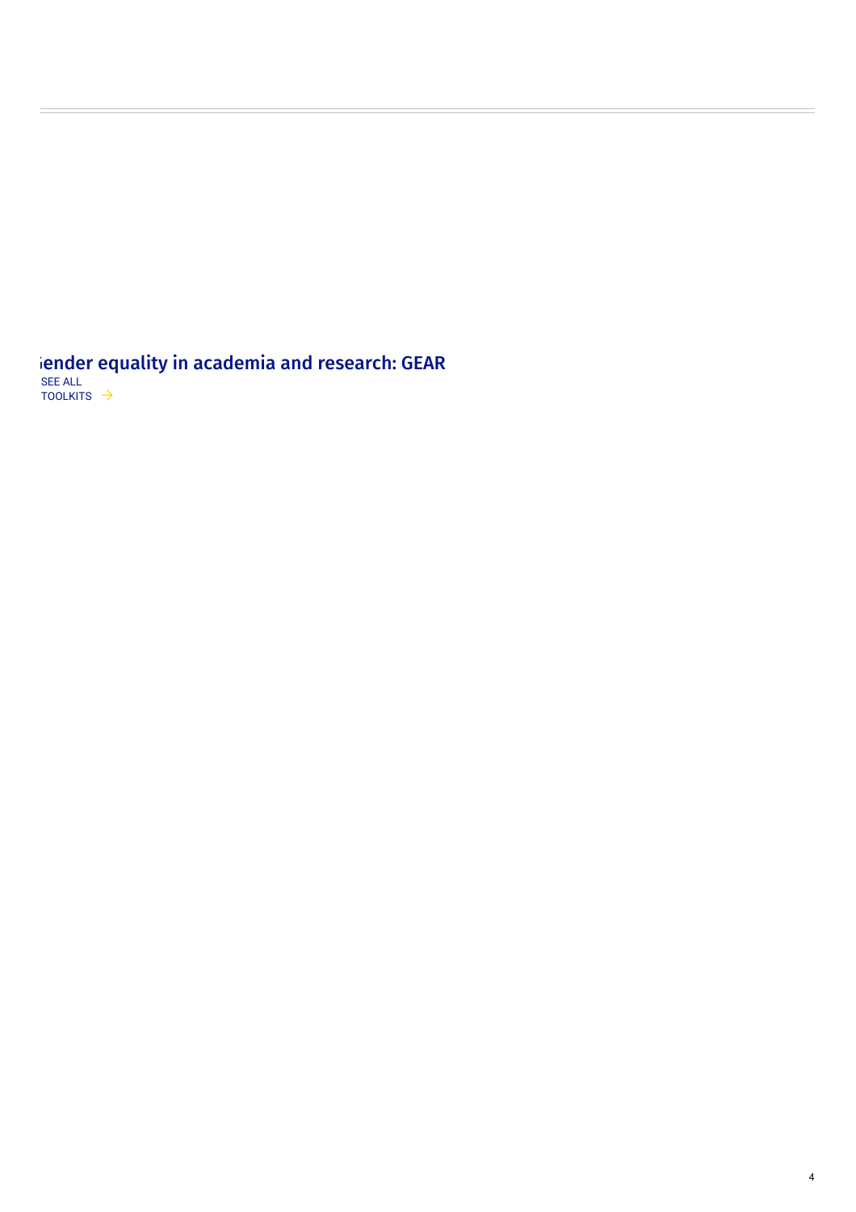## ;ender equality in academia and research: GEAR

SEE ALL TOOLKITS →